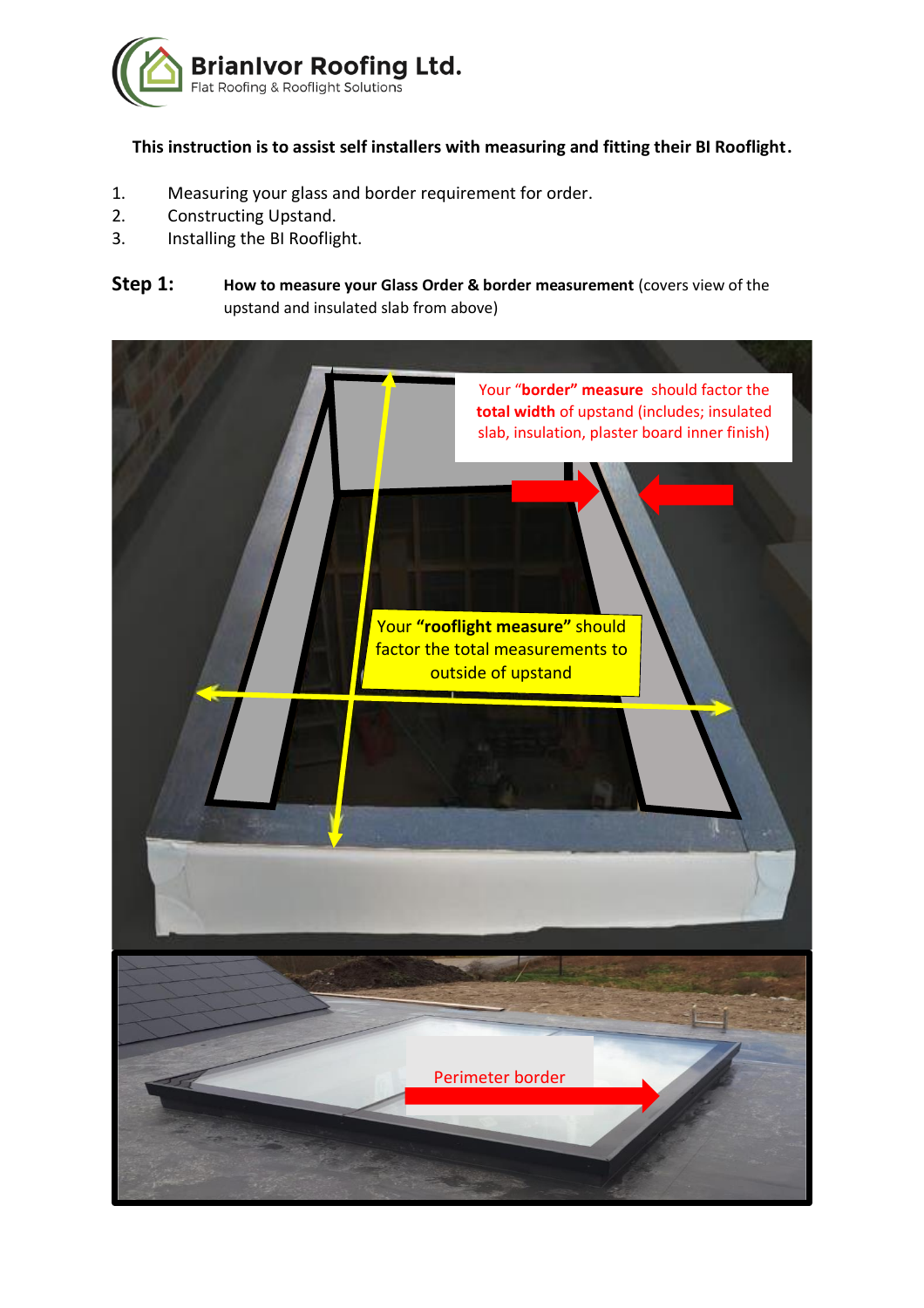**BrianIvor Roofing Ltd.**
Flat Roofing & Rooflight Solutions

**This instruction is to assist self installers with measuring and fitting their BI Rooflight.**

1. Measuring your glass and border requirement for order.
2. Constructing Upstand.
3. Installing the BI Rooflight.

**Step 1:** **How to measure your Glass Order & border measurement** (covers view of the upstand and insulated slab from above)

Your "**border" measure** should factor the **total width** of upstand (includes; insulated slab, insulation, plaster board inner finish)

Your **"rooflight measure"** should factor the total measurements to outside of upstand

Perimeter border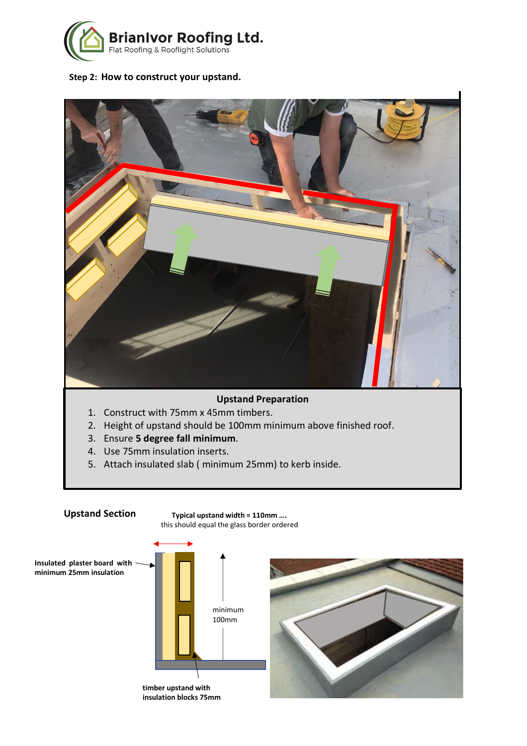BrianIvor Roofing Ltd.
Flat Roofing & Rooflight Solutions

## Step 2: How to construct your upstand.

### Upstand Preparation

1. Construct with 75mm x 45mm timbers.
2. Height of upstand should be 100mm minimum above finished roof.
3. Ensure **5 degree fall minimum**.
4. Use 75mm insulation inserts.
5. Attach insulated slab ( minimum 25mm) to kerb inside.

### Upstand Section

**Typical upstand width = 110mm ….**
this should equal the glass border ordered

**Insulated plaster board with minimum 25mm insulation**

minimum 100mm

**timber upstand with insulation blocks 75mm**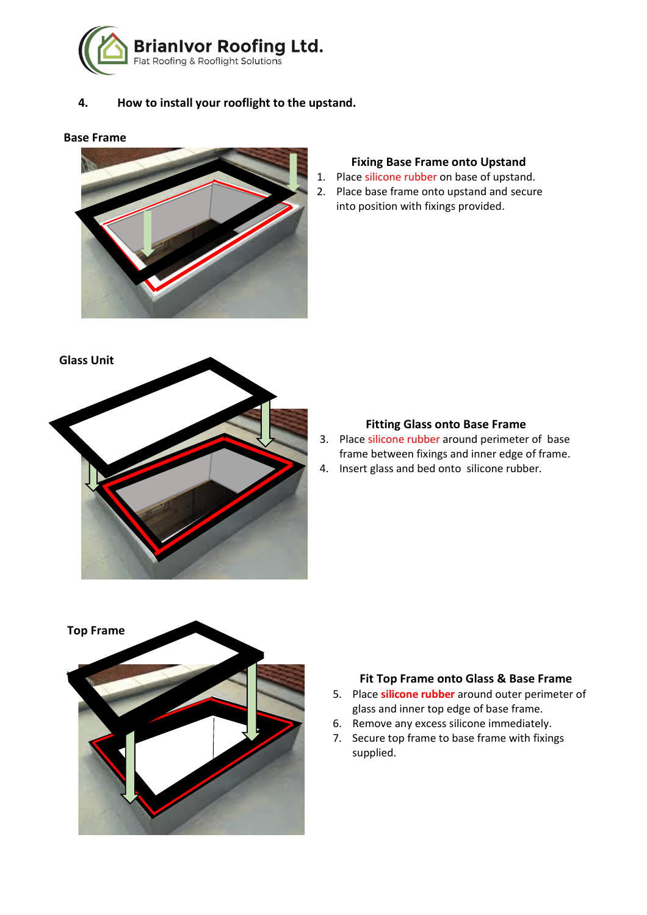BrianIvor Roofing Ltd.
Flat Roofing & Rooflight Solutions

## 4. How to install your rooflight to the upstand.

**Base Frame**

### Fixing Base Frame onto Upstand

1. Place silicone rubber on base of upstand.
2. Place base frame onto upstand and secure into position with fixings provided.

**Glass Unit**

### Fitting Glass onto Base Frame

3. Place silicone rubber around perimeter of base frame between fixings and inner edge of frame.
4. Insert glass and bed onto silicone rubber.

**Top Frame**

### Fit Top Frame onto Glass & Base Frame

5. Place **silicone rubber** around outer perimeter of glass and inner top edge of base frame.
6. Remove any excess silicone immediately.
7. Secure top frame to base frame with fixings supplied.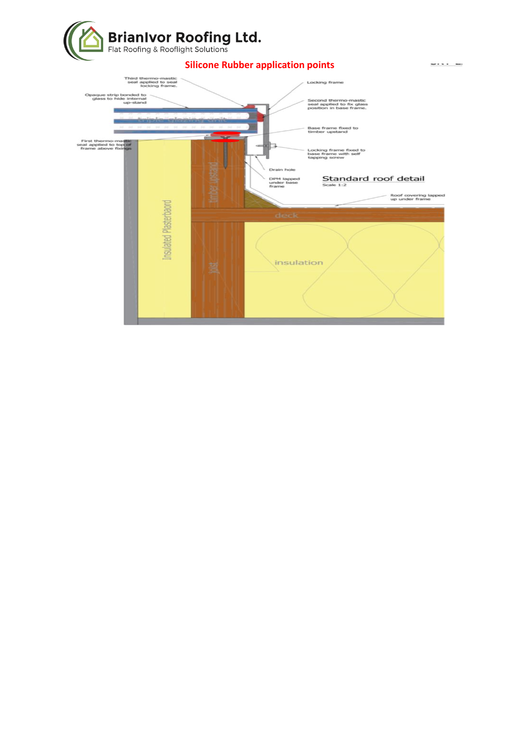**BrianIvor Roofing Ltd.**
Flat Roofing & Rooflight Solutions

## Silicone Rubber application points

Third thermo-mastic seal applied to seal locking frame.

Opaque strip bonded to glass to hide internal up-stand

First thermo-mastic seal applied to top of frame above fixings

Locking frame

Second thermo-mastic seal applied to fix glass position in base frame.

Base frame fixed to timber upstand

Locking frame fixed to base frame with self tapping screw

Drain hole

DPM lapped under base frame

Standard roof detail

Scale 1:2

Roof covering lapped up under frame

triple glazing unit

timber upstand

deck

Insulated Plasterbaord

joist

insulation